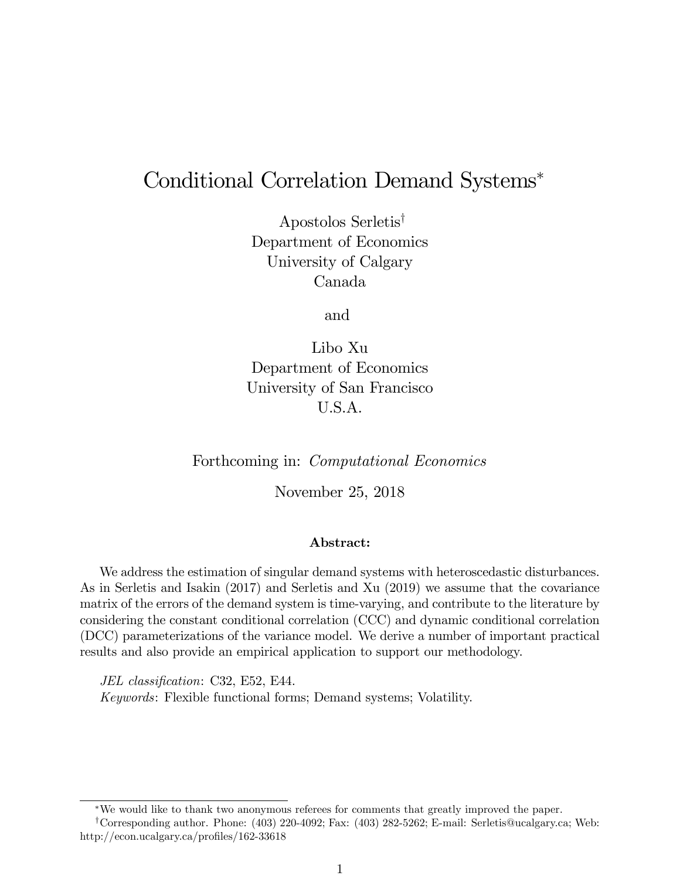# Conditional Correlation Demand Systems[*]

Apostolos Serletis[†]
Department of Economics
University of Calgary
Canada

and

Libo Xu
Department of Economics
University of San Francisco
U.S.A.

Forthcoming in: *Computational Economics*

November 25, 2018

**Abstract:**

We address the estimation of singular demand systems with heteroscedastic disturbances. As in Serletis and Isakin (2017) and Serletis and Xu (2019) we assume that the covariance matrix of the errors of the demand system is time-varying, and contribute to the literature by considering the constant conditional correlation (CCC) and dynamic conditional correlation (DCC) parameterizations of the variance model. We derive a number of important practical results and also provide an empirical application to support our methodology.

*JEL classification*: C32, E52, E44.
*Keywords*: Flexible functional forms; Demand systems; Volatility.

---

[*] We would like to thank two anonymous referees for comments that greatly improved the paper.

[†] Corresponding author. Phone: (403) 220-4092; Fax: (403) 282-5262; E-mail: Serletis@ucalgary.ca; Web: http://econ.ucalgary.ca/profiles/162-33618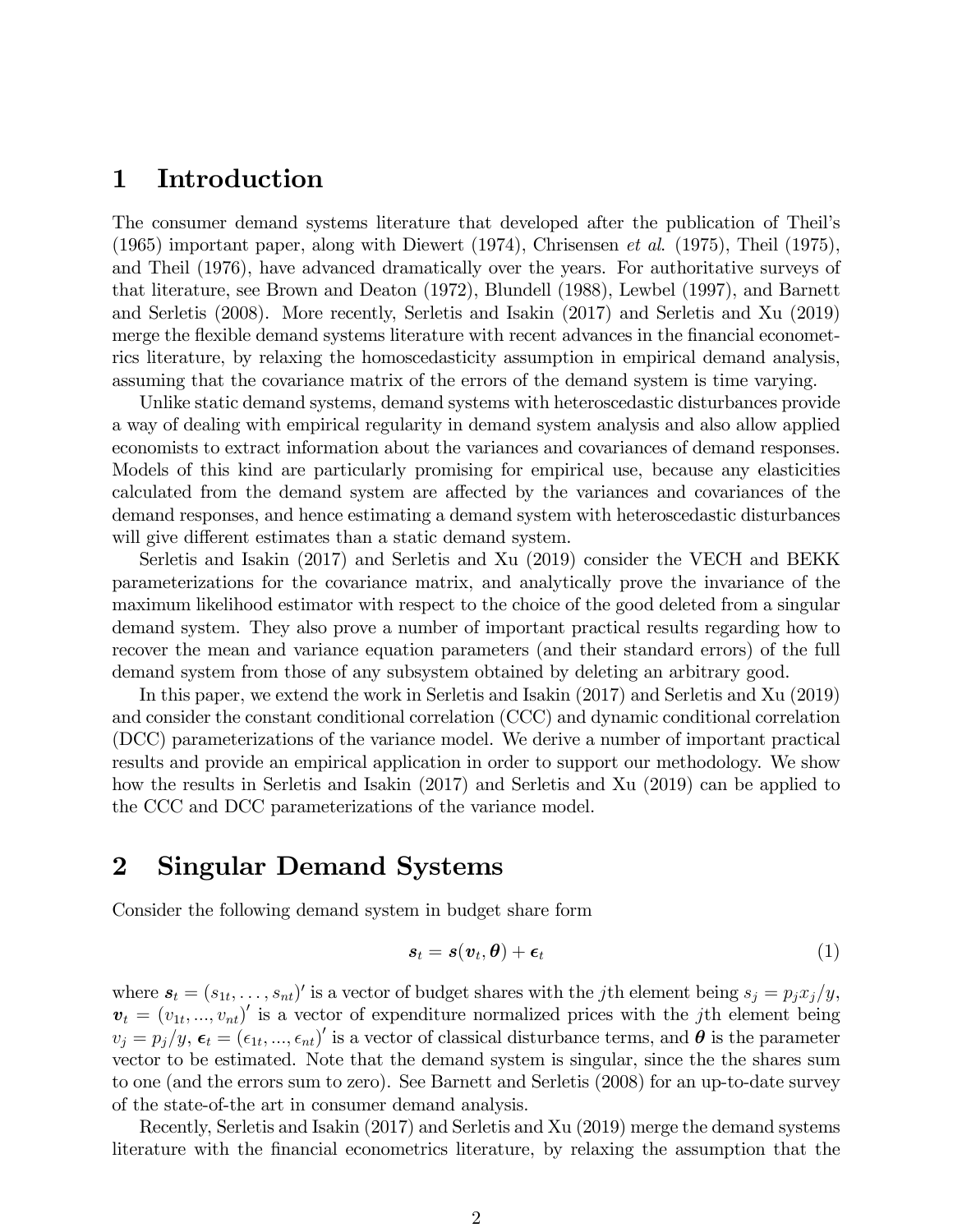# 1 Introduction

The consumer demand systems literature that developed after the publication of Theil's (1965) important paper, along with Diewert (1974), Chrisensen *et al.* (1975), Theil (1975), and Theil (1976), have advanced dramatically over the years. For authoritative surveys of that literature, see Brown and Deaton (1972), Blundell (1988), Lewbel (1997), and Barnett and Serletis (2008). More recently, Serletis and Isakin (2017) and Serletis and Xu (2019) merge the flexible demand systems literature with recent advances in the financial econometrics literature, by relaxing the homoscedasticity assumption in empirical demand analysis, assuming that the covariance matrix of the errors of the demand system is time varying.

Unlike static demand systems, demand systems with heteroscedastic disturbances provide a way of dealing with empirical regularity in demand system analysis and also allow applied economists to extract information about the variances and covariances of demand responses. Models of this kind are particularly promising for empirical use, because any elasticities calculated from the demand system are affected by the variances and covariances of the demand responses, and hence estimating a demand system with heteroscedastic disturbances will give different estimates than a static demand system.

Serletis and Isakin (2017) and Serletis and Xu (2019) consider the VECH and BEKK parameterizations for the covariance matrix, and analytically prove the invariance of the maximum likelihood estimator with respect to the choice of the good deleted from a singular demand system. They also prove a number of important practical results regarding how to recover the mean and variance equation parameters (and their standard errors) of the full demand system from those of any subsystem obtained by deleting an arbitrary good.

In this paper, we extend the work in Serletis and Isakin (2017) and Serletis and Xu (2019) and consider the constant conditional correlation (CCC) and dynamic conditional correlation (DCC) parameterizations of the variance model. We derive a number of important practical results and provide an empirical application in order to support our methodology. We show how the results in Serletis and Isakin (2017) and Serletis and Xu (2019) can be applied to the CCC and DCC parameterizations of the variance model.

# 2 Singular Demand Systems

Consider the following demand system in budget share form

$$\boldsymbol{s}_t = \boldsymbol{s}(\boldsymbol{v}_t, \boldsymbol{\theta}) + \boldsymbol{\epsilon}_t \tag{1}$$

where $\boldsymbol{s}_t = (s_{1t}, \ldots, s_{nt})'$ is a vector of budget shares with the $j$th element being $s_j = p_j x_j / y$, $\boldsymbol{v}_t = (v_{1t}, ..., v_{nt})'$ is a vector of expenditure normalized prices with the $j$th element being $v_j = p_j / y$, $\boldsymbol{\epsilon}_t = (\epsilon_{1t}, ..., \epsilon_{nt})'$ is a vector of classical disturbance terms, and $\boldsymbol{\theta}$ is the parameter vector to be estimated. Note that the demand system is singular, since the the shares sum to one (and the errors sum to zero). See Barnett and Serletis (2008) for an up-to-date survey of the state-of-the art in consumer demand analysis.

Recently, Serletis and Isakin (2017) and Serletis and Xu (2019) merge the demand systems literature with the financial econometrics literature, by relaxing the assumption that the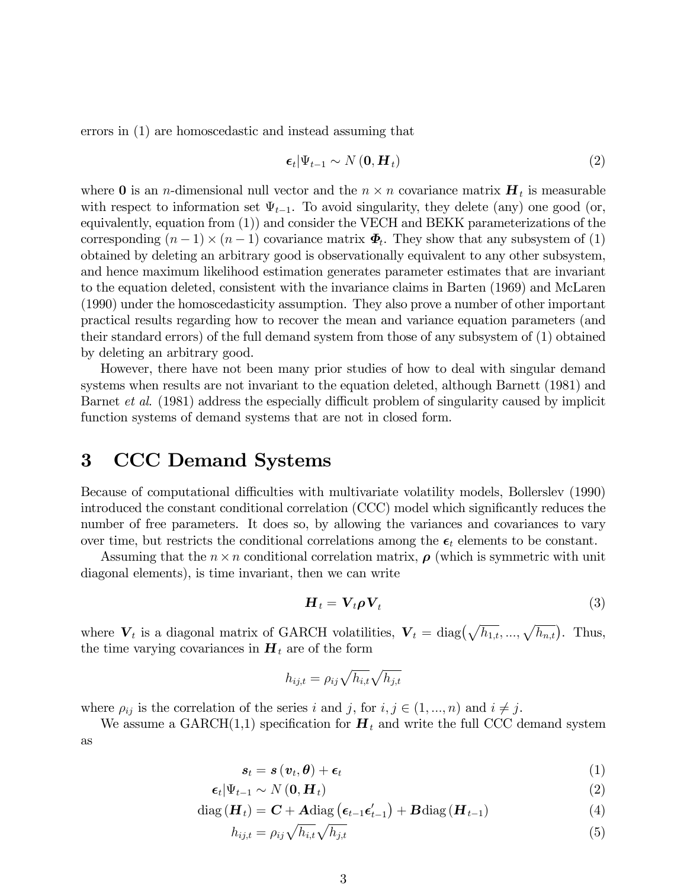errors in (1) are homoscedastic and instead assuming that

$$\boldsymbol{\epsilon}_t | \Psi_{t-1} \sim N\left(\mathbf{0}, \boldsymbol{H}_t\right) \tag{2}$$

where $\mathbf{0}$ is an $n$-dimensional null vector and the $n \times n$ covariance matrix $\boldsymbol{H}_t$ is measurable with respect to information set $\Psi_{t-1}$. To avoid singularity, they delete (any) one good (or, equivalently, equation from (1)) and consider the VECH and BEKK parameterizations of the corresponding $(n-1) \times (n-1)$ covariance matrix $\boldsymbol{\Phi}_t$. They show that any subsystem of (1) obtained by deleting an arbitrary good is observationally equivalent to any other subsystem, and hence maximum likelihood estimation generates parameter estimates that are invariant to the equation deleted, consistent with the invariance claims in Barten (1969) and McLaren (1990) under the homoscedasticity assumption. They also prove a number of other important practical results regarding how to recover the mean and variance equation parameters (and their standard errors) of the full demand system from those of any subsystem of (1) obtained by deleting an arbitrary good.

However, there have not been many prior studies of how to deal with singular demand systems when results are not invariant to the equation deleted, although Barnett (1981) and Barnet *et al*. (1981) address the especially difficult problem of singularity caused by implicit function systems of demand systems that are not in closed form.

# 3 CCC Demand Systems

Because of computational difficulties with multivariate volatility models, Bollerslev (1990) introduced the constant conditional correlation (CCC) model which significantly reduces the number of free parameters. It does so, by allowing the variances and covariances to vary over time, but restricts the conditional correlations among the $\boldsymbol{\epsilon}_t$ elements to be constant.

Assuming that the $n \times n$ conditional correlation matrix, $\boldsymbol{\rho}$ (which is symmetric with unit diagonal elements), is time invariant, then we can write

$$\boldsymbol{H}_t = \boldsymbol{V}_t \boldsymbol{\rho} \boldsymbol{V}_t \tag{3}$$

where $\boldsymbol{V}_t$ is a diagonal matrix of GARCH volatilities, $\boldsymbol{V}_t = \text{diag}\left(\sqrt{h_{1,t}}, ..., \sqrt{h_{n,t}}\right)$. Thus, the time varying covariances in $\boldsymbol{H}_t$ are of the form

$$h_{ij,t} = \rho_{ij} \sqrt{h_{i,t}} \sqrt{h_{j,t}}$$

where $\rho_{ij}$ is the correlation of the series $i$ and $j$, for $i, j \in (1, ..., n)$ and $i \neq j$.

We assume a GARCH(1,1) specification for $\boldsymbol{H}_t$ and write the full CCC demand system as

$$\boldsymbol{s}_t = \boldsymbol{s}\left(\boldsymbol{v}_t, \boldsymbol{\theta}\right) + \boldsymbol{\epsilon}_t \tag{1}$$

$$\boldsymbol{\epsilon}_t | \Psi_{t-1} \sim N\left(\mathbf{0}, \boldsymbol{H}_t\right) \tag{2}$$

$$\text{diag}\left(\boldsymbol{H}_t\right) = \boldsymbol{C} + \boldsymbol{A}\text{diag}\left(\boldsymbol{\epsilon}_{t-1}\boldsymbol{\epsilon}_{t-1}'\right) + \boldsymbol{B}\text{diag}\left(\boldsymbol{H}_{t-1}\right) \tag{4}$$

$$h_{ij,t} = \rho_{ij} \sqrt{h_{i,t}} \sqrt{h_{j,t}} \tag{5}$$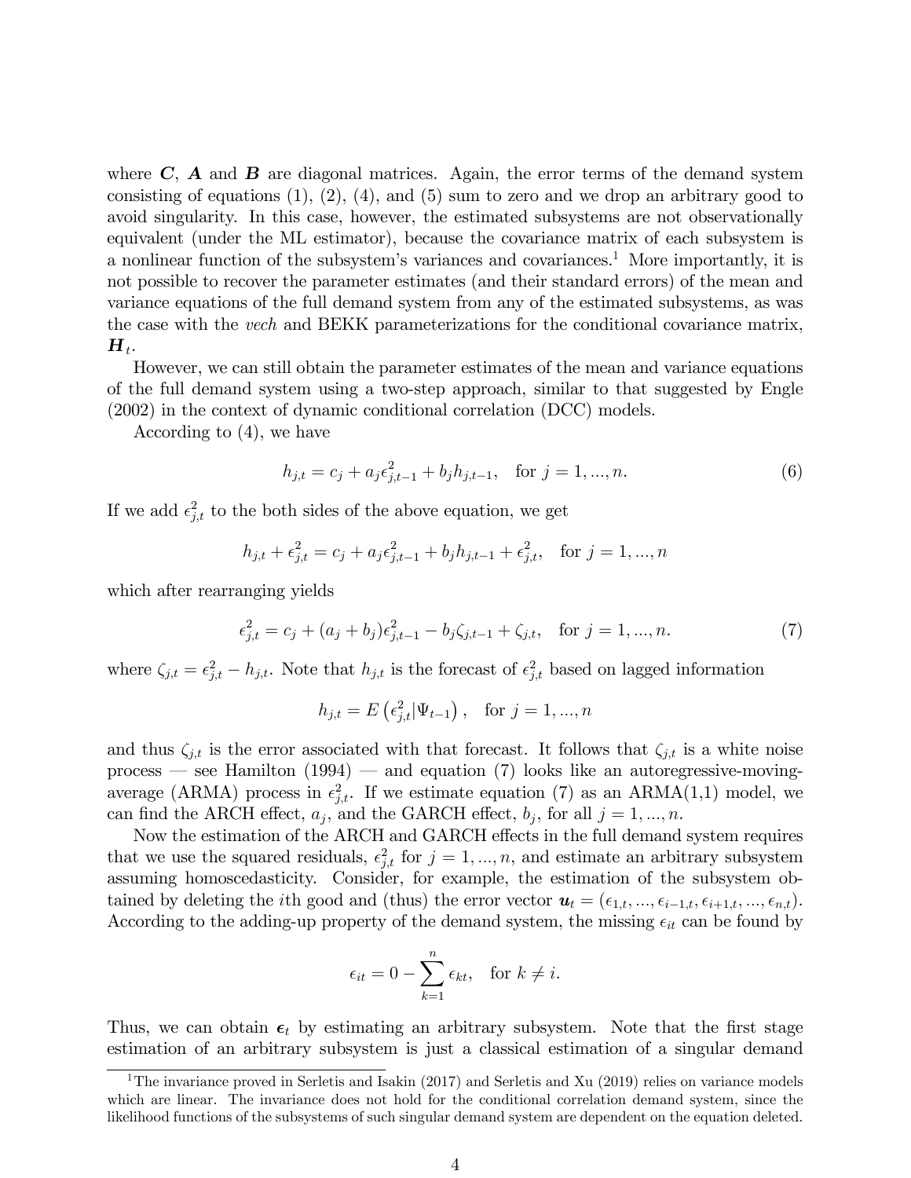where $\boldsymbol{C}$, $\boldsymbol{A}$ and $\boldsymbol{B}$ are diagonal matrices. Again, the error terms of the demand system consisting of equations (1), (2), (4), and (5) sum to zero and we drop an arbitrary good to avoid singularity. In this case, however, the estimated subsystems are not observationally equivalent (under the ML estimator), because the covariance matrix of each subsystem is a nonlinear function of the subsystem's variances and covariances.[1] More importantly, it is not possible to recover the parameter estimates (and their standard errors) of the mean and variance equations of the full demand system from any of the estimated subsystems, as was the case with the *vech* and BEKK parameterizations for the conditional covariance matrix, $\boldsymbol{H}_t$.

However, we can still obtain the parameter estimates of the mean and variance equations of the full demand system using a two-step approach, similar to that suggested by Engle (2002) in the context of dynamic conditional correlation (DCC) models.

According to (4), we have

$$h_{j,t} = c_j + a_j \epsilon_{j,t-1}^2 + b_j h_{j,t-1}, \quad \text{for } j = 1, ..., n. \tag{6}$$

If we add $\epsilon_{j,t}^2$ to the both sides of the above equation, we get

$$h_{j,t} + \epsilon_{j,t}^2 = c_j + a_j \epsilon_{j,t-1}^2 + b_j h_{j,t-1} + \epsilon_{j,t}^2, \quad \text{for } j = 1, ..., n$$

which after rearranging yields

$$\epsilon_{j,t}^2 = c_j + (a_j + b_j)\epsilon_{j,t-1}^2 - b_j \zeta_{j,t-1} + \zeta_{j,t}, \quad \text{for } j = 1, ..., n. \tag{7}$$

where $\zeta_{j,t} = \epsilon_{j,t}^2 - h_{j,t}$. Note that $h_{j,t}$ is the forecast of $\epsilon_{j,t}^2$ based on lagged information

$$h_{j,t} = E\left(\epsilon_{j,t}^2 | \Psi_{t-1}\right), \quad \text{for } j = 1, ..., n$$

and thus $\zeta_{j,t}$ is the error associated with that forecast. It follows that $\zeta_{j,t}$ is a white noise process — see Hamilton (1994) — and equation (7) looks like an autoregressive-moving-average (ARMA) process in $\epsilon_{j,t}^2$. If we estimate equation (7) as an ARMA(1,1) model, we can find the ARCH effect, $a_j$, and the GARCH effect, $b_j$, for all $j = 1, ..., n$.

Now the estimation of the ARCH and GARCH effects in the full demand system requires that we use the squared residuals, $\epsilon_{j,t}^2$ for $j = 1, ..., n$, and estimate an arbitrary subsystem assuming homoscedasticity. Consider, for example, the estimation of the subsystem obtained by deleting the $i$th good and (thus) the error vector $\boldsymbol{u}_t = (\epsilon_{1,t}, ..., \epsilon_{i-1,t}, \epsilon_{i+1,t}, ..., \epsilon_{n,t})$. According to the adding-up property of the demand system, the missing $\epsilon_{it}$ can be found by

$$\epsilon_{it} = 0 - \sum_{k=1}^{n} \epsilon_{kt}, \quad \text{for } k \neq i.$$

Thus, we can obtain $\boldsymbol{\epsilon}_t$ by estimating an arbitrary subsystem. Note that the first stage estimation of an arbitrary subsystem is just a classical estimation of a singular demand

[1] The invariance proved in Serletis and Isakin (2017) and Serletis and Xu (2019) relies on variance models which are linear. The invariance does not hold for the conditional correlation demand system, since the likelihood functions of the subsystems of such singular demand system are dependent on the equation deleted.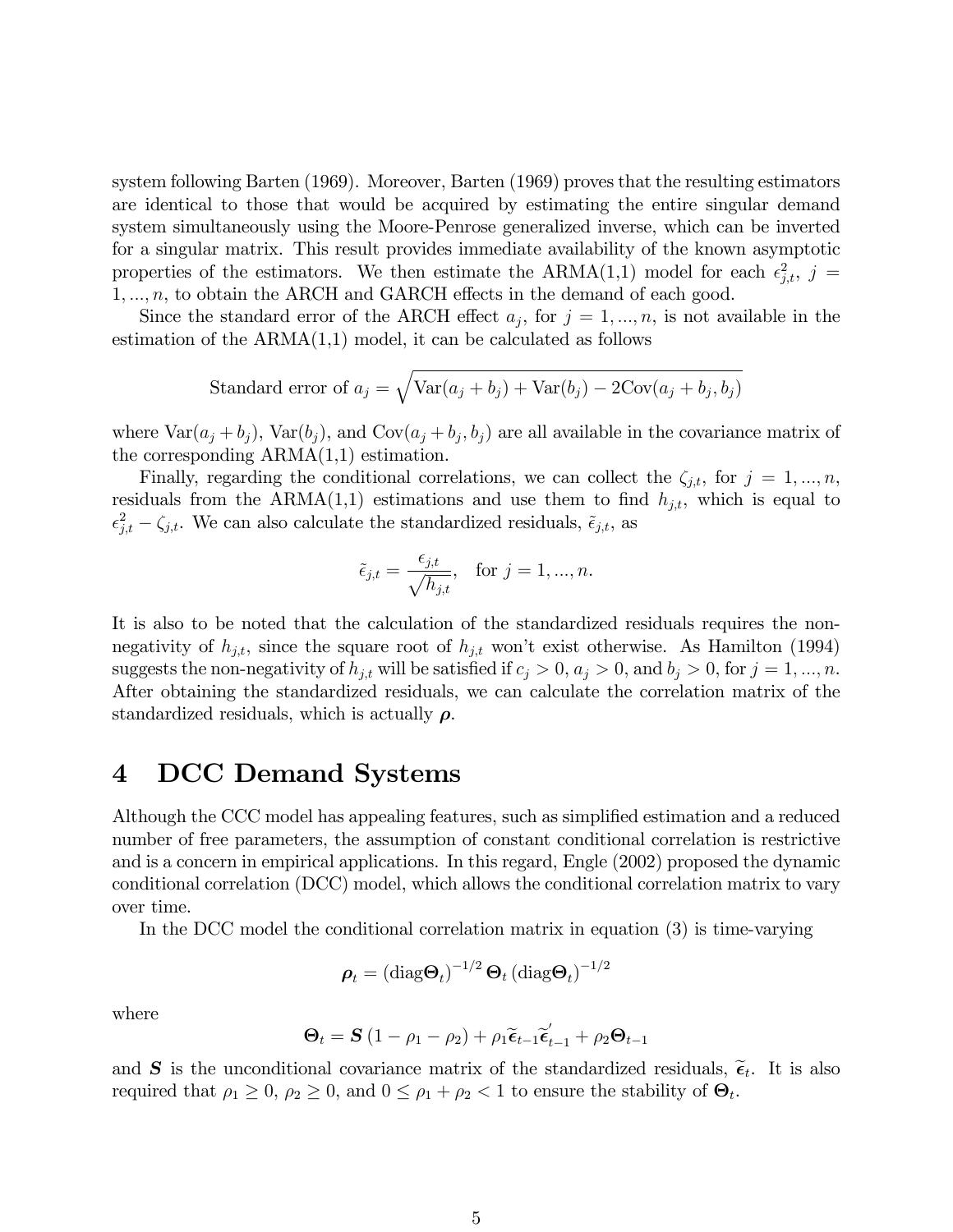system following Barten (1969). Moreover, Barten (1969) proves that the resulting estimators are identical to those that would be acquired by estimating the entire singular demand system simultaneously using the Moore-Penrose generalized inverse, which can be inverted for a singular matrix. This result provides immediate availability of the known asymptotic properties of the estimators. We then estimate the ARMA(1,1) model for each $\epsilon_{j,t}^2$, $j = 1, ..., n$, to obtain the ARCH and GARCH effects in the demand of each good.

Since the standard error of the ARCH effect $a_j$, for $j = 1, ..., n$, is not available in the estimation of the ARMA(1,1) model, it can be calculated as follows

$$\text{Standard error of } a_j = \sqrt{\text{Var}(a_j + b_j) + \text{Var}(b_j) - 2\text{Cov}(a_j + b_j, b_j)}$$

where $\text{Var}(a_j + b_j)$, $\text{Var}(b_j)$, and $\text{Cov}(a_j + b_j, b_j)$ are all available in the covariance matrix of the corresponding ARMA(1,1) estimation.

Finally, regarding the conditional correlations, we can collect the $\zeta_{j,t}$, for $j = 1, ..., n$, residuals from the ARMA(1,1) estimations and use them to find $h_{j,t}$, which is equal to $\epsilon_{j,t}^2 - \zeta_{j,t}$. We can also calculate the standardized residuals, $\tilde{\epsilon}_{j,t}$, as

$$\tilde{\epsilon}_{j,t} = \frac{\epsilon_{j,t}}{\sqrt{h_{j,t}}}, \quad \text{for } j = 1, ..., n.$$

It is also to be noted that the calculation of the standardized residuals requires the non-negativity of $h_{j,t}$, since the square root of $h_{j,t}$ won't exist otherwise. As Hamilton (1994) suggests the non-negativity of $h_{j,t}$ will be satisfied if $c_j > 0$, $a_j > 0$, and $b_j > 0$, for $j = 1, ..., n$. After obtaining the standardized residuals, we can calculate the correlation matrix of the standardized residuals, which is actually $\boldsymbol{\rho}$.

# 4 DCC Demand Systems

Although the CCC model has appealing features, such as simplified estimation and a reduced number of free parameters, the assumption of constant conditional correlation is restrictive and is a concern in empirical applications. In this regard, Engle (2002) proposed the dynamic conditional correlation (DCC) model, which allows the conditional correlation matrix to vary over time.

In the DCC model the conditional correlation matrix in equation (3) is time-varying

$$\boldsymbol{\rho}_t = (\text{diag}\boldsymbol{\Theta}_t)^{-1/2} \boldsymbol{\Theta}_t (\text{diag}\boldsymbol{\Theta}_t)^{-1/2}$$

where

$$\boldsymbol{\Theta}_t = \boldsymbol{S}(1 - \rho_1 - \rho_2) + \rho_1 \widetilde{\boldsymbol{\epsilon}}_{t-1} \widetilde{\boldsymbol{\epsilon}}_{t-1}^{'} + \rho_2 \boldsymbol{\Theta}_{t-1}$$

and $\boldsymbol{S}$ is the unconditional covariance matrix of the standardized residuals, $\widetilde{\boldsymbol{\epsilon}}_t$. It is also required that $\rho_1 \geq 0$, $\rho_2 \geq 0$, and $0 \leq \rho_1 + \rho_2 < 1$ to ensure the stability of $\boldsymbol{\Theta}_t$.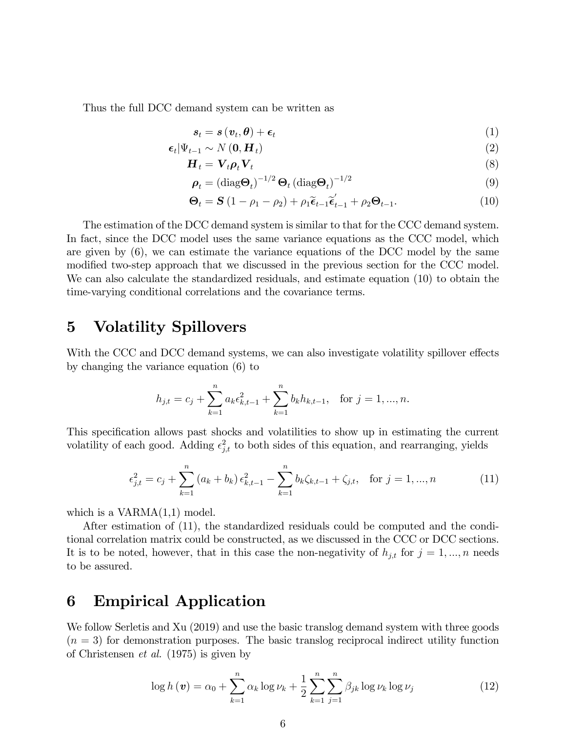Thus the full DCC demand system can be written as

$$
\begin{aligned}
\boldsymbol{s}_t &= \boldsymbol{s}\left(\boldsymbol{v}_t, \boldsymbol{\theta}\right) + \boldsymbol{\epsilon}_t & (1)\\
\boldsymbol{\epsilon}_t | \Psi_{t-1} &\sim N\left(\mathbf{0}, \boldsymbol{H}_t\right) & (2)\\
\boldsymbol{H}_t &= \boldsymbol{V}_t \boldsymbol{\rho}_t \boldsymbol{V}_t & (8)\\
\boldsymbol{\rho}_t &= \left(\text{diag}\boldsymbol{\Theta}_t\right)^{-1/2} \boldsymbol{\Theta}_t \left(\text{diag}\boldsymbol{\Theta}_t\right)^{-1/2} & (9)\\
\boldsymbol{\Theta}_t &= \boldsymbol{S}\left(1 - \rho_1 - \rho_2\right) + \rho_1 \widetilde{\boldsymbol{\epsilon}}_{t-1} \widetilde{\boldsymbol{\epsilon}}_{t-1}^{'} + \rho_2 \boldsymbol{\Theta}_{t-1}. & (10)
\end{aligned}
$$

The estimation of the DCC demand system is similar to that for the CCC demand system. In fact, since the DCC model uses the same variance equations as the CCC model, which are given by (6), we can estimate the variance equations of the DCC model by the same modified two-step approach that we discussed in the previous section for the CCC model. We can also calculate the standardized residuals, and estimate equation (10) to obtain the time-varying conditional correlations and the covariance terms.

# 5 Volatility Spillovers

With the CCC and DCC demand systems, we can also investigate volatility spillover effects by changing the variance equation (6) to

$$
h_{j,t} = c_j + \sum_{k=1}^{n} a_k \epsilon_{k,t-1}^2 + \sum_{k=1}^{n} b_k h_{k,t-1}, \quad \text{for } j = 1, ..., n.
$$

This specification allows past shocks and volatilities to show up in estimating the current volatility of each good. Adding $\epsilon_{j,t}^2$ to both sides of this equation, and rearranging, yields

$$
\epsilon_{j,t}^2 = c_j + \sum_{k=1}^{n} \left(a_k + b_k\right) \epsilon_{k,t-1}^2 - \sum_{k=1}^{n} b_k \zeta_{k,t-1} + \zeta_{j,t}, \quad \text{for } j = 1, ..., n \tag{11}
$$

which is a VARMA(1,1) model.

After estimation of (11), the standardized residuals could be computed and the conditional correlation matrix could be constructed, as we discussed in the CCC or DCC sections. It is to be noted, however, that in this case the non-negativity of $h_{j,t}$ for $j = 1, ..., n$ needs to be assured.

# 6 Empirical Application

We follow Serletis and Xu (2019) and use the basic translog demand system with three goods ($n = 3$) for demonstration purposes. The basic translog reciprocal indirect utility function of Christensen *et al.* (1975) is given by

$$
\log h\left(\boldsymbol{v}\right) = \alpha_0 + \sum_{k=1}^{n} \alpha_k \log \nu_k + \frac{1}{2} \sum_{k=1}^{n} \sum_{j=1}^{n} \beta_{jk} \log \nu_k \log \nu_j \tag{12}
$$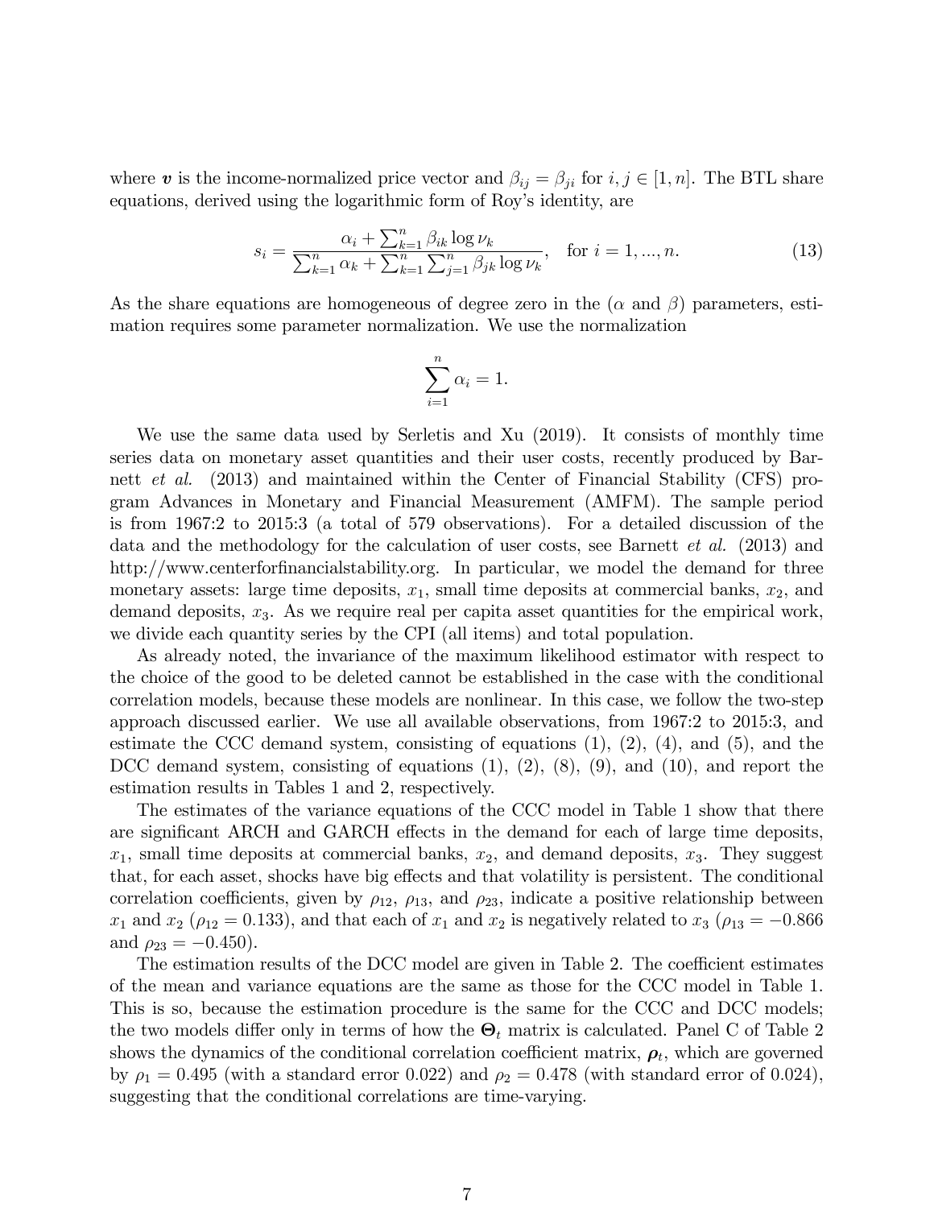where $\boldsymbol{v}$ is the income-normalized price vector and $\beta_{ij} = \beta_{ji}$ for $i, j \in [1, n]$. The BTL share equations, derived using the logarithmic form of Roy's identity, are

$$s_i = \frac{\alpha_i + \sum_{k=1}^{n} \beta_{ik} \log \nu_k}{\sum_{k=1}^{n} \alpha_k + \sum_{k=1}^{n} \sum_{j=1}^{n} \beta_{jk} \log \nu_k}, \quad \text{for } i = 1, ..., n. \tag{13}$$

As the share equations are homogeneous of degree zero in the ($\alpha$ and $\beta$) parameters, estimation requires some parameter normalization. We use the normalization

$$\sum_{i=1}^{n} \alpha_i = 1.$$

We use the same data used by Serletis and Xu (2019). It consists of monthly time series data on monetary asset quantities and their user costs, recently produced by Barnett *et al.* (2013) and maintained within the Center of Financial Stability (CFS) program Advances in Monetary and Financial Measurement (AMFM). The sample period is from 1967:2 to 2015:3 (a total of 579 observations). For a detailed discussion of the data and the methodology for the calculation of user costs, see Barnett *et al.* (2013) and http://www.centerforfinancialstability.org. In particular, we model the demand for three monetary assets: large time deposits, $x_1$, small time deposits at commercial banks, $x_2$, and demand deposits, $x_3$. As we require real per capita asset quantities for the empirical work, we divide each quantity series by the CPI (all items) and total population.

As already noted, the invariance of the maximum likelihood estimator with respect to the choice of the good to be deleted cannot be established in the case with the conditional correlation models, because these models are nonlinear. In this case, we follow the two-step approach discussed earlier. We use all available observations, from 1967:2 to 2015:3, and estimate the CCC demand system, consisting of equations (1), (2), (4), and (5), and the DCC demand system, consisting of equations (1), (2), (8), (9), and (10), and report the estimation results in Tables 1 and 2, respectively.

The estimates of the variance equations of the CCC model in Table 1 show that there are significant ARCH and GARCH effects in the demand for each of large time deposits, $x_1$, small time deposits at commercial banks, $x_2$, and demand deposits, $x_3$. They suggest that, for each asset, shocks have big effects and that volatility is persistent. The conditional correlation coefficients, given by $\rho_{12}$, $\rho_{13}$, and $\rho_{23}$, indicate a positive relationship between $x_1$ and $x_2$ ($\rho_{12} = 0.133$), and that each of $x_1$ and $x_2$ is negatively related to $x_3$ ($\rho_{13} = -0.866$ and $\rho_{23} = -0.450$).

The estimation results of the DCC model are given in Table 2. The coefficient estimates of the mean and variance equations are the same as those for the CCC model in Table 1. This is so, because the estimation procedure is the same for the CCC and DCC models; the two models differ only in terms of how the $\boldsymbol{\Theta}_t$ matrix is calculated. Panel C of Table 2 shows the dynamics of the conditional correlation coefficient matrix, $\boldsymbol{\rho}_t$, which are governed by $\rho_1 = 0.495$ (with a standard error 0.022) and $\rho_2 = 0.478$ (with standard error of 0.024), suggesting that the conditional correlations are time-varying.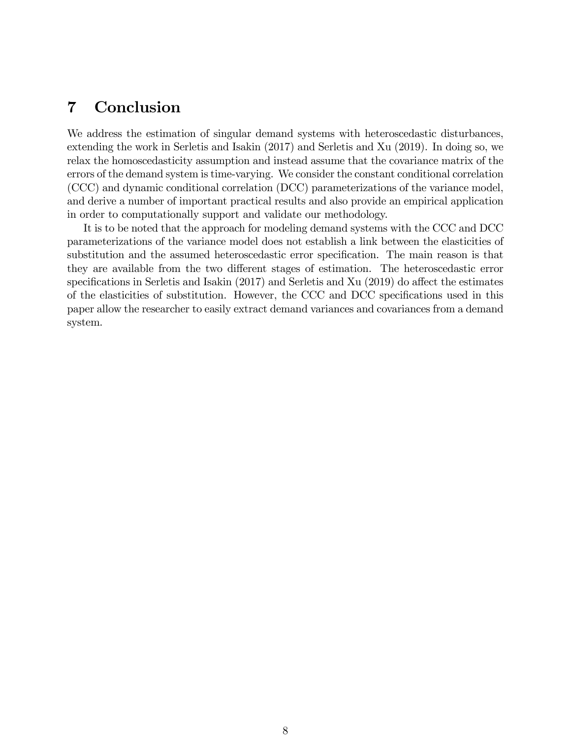# 7 Conclusion

We address the estimation of singular demand systems with heteroscedastic disturbances, extending the work in Serletis and Isakin (2017) and Serletis and Xu (2019). In doing so, we relax the homoscedasticity assumption and instead assume that the covariance matrix of the errors of the demand system is time-varying. We consider the constant conditional correlation (CCC) and dynamic conditional correlation (DCC) parameterizations of the variance model, and derive a number of important practical results and also provide an empirical application in order to computationally support and validate our methodology.

It is to be noted that the approach for modeling demand systems with the CCC and DCC parameterizations of the variance model does not establish a link between the elasticities of substitution and the assumed heteroscedastic error specification. The main reason is that they are available from the two different stages of estimation. The heteroscedastic error specifications in Serletis and Isakin (2017) and Serletis and Xu (2019) do affect the estimates of the elasticities of substitution. However, the CCC and DCC specifications used in this paper allow the researcher to easily extract demand variances and covariances from a demand system.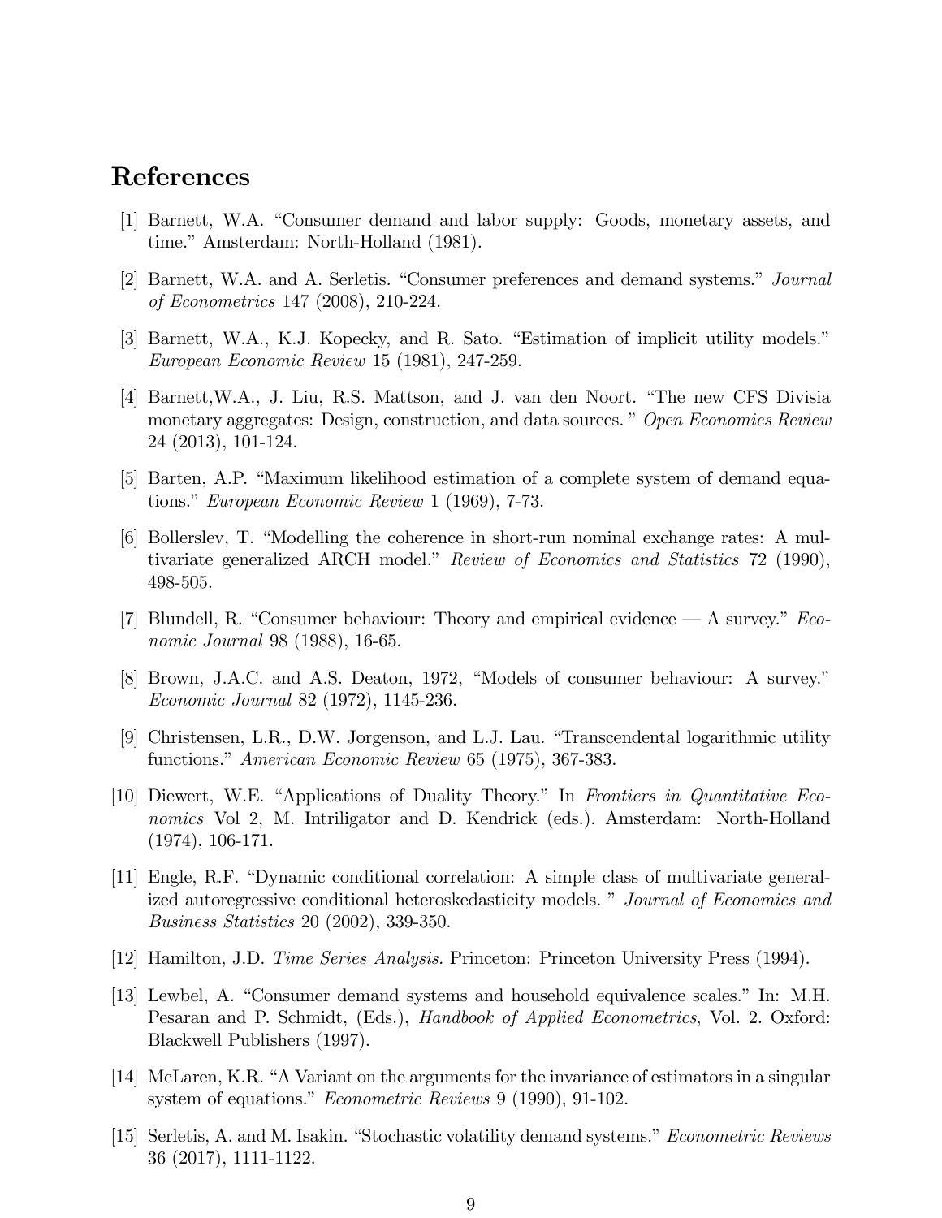## References

[1] Barnett, W.A. "Consumer demand and labor supply: Goods, monetary assets, and time." Amsterdam: North-Holland (1981).

[2] Barnett, W.A. and A. Serletis. "Consumer preferences and demand systems." *Journal of Econometrics* 147 (2008), 210-224.

[3] Barnett, W.A., K.J. Kopecky, and R. Sato. "Estimation of implicit utility models." *European Economic Review* 15 (1981), 247-259.

[4] Barnett,W.A., J. Liu, R.S. Mattson, and J. van den Noort. "The new CFS Divisia monetary aggregates: Design, construction, and data sources. " *Open Economies Review* 24 (2013), 101-124.

[5] Barten, A.P. "Maximum likelihood estimation of a complete system of demand equations." *European Economic Review* 1 (1969), 7-73.

[6] Bollerslev, T. "Modelling the coherence in short-run nominal exchange rates: A multivariate generalized ARCH model." *Review of Economics and Statistics* 72 (1990), 498-505.

[7] Blundell, R. "Consumer behaviour: Theory and empirical evidence — A survey." *Economic Journal* 98 (1988), 16-65.

[8] Brown, J.A.C. and A.S. Deaton, 1972, "Models of consumer behaviour: A survey." *Economic Journal* 82 (1972), 1145-236.

[9] Christensen, L.R., D.W. Jorgenson, and L.J. Lau. "Transcendental logarithmic utility functions." *American Economic Review* 65 (1975), 367-383.

[10] Diewert, W.E. "Applications of Duality Theory." In *Frontiers in Quantitative Economics* Vol 2, M. Intriligator and D. Kendrick (eds.). Amsterdam: North-Holland (1974), 106-171.

[11] Engle, R.F. "Dynamic conditional correlation: A simple class of multivariate generalized autoregressive conditional heteroskedasticity models. " *Journal of Economics and Business Statistics* 20 (2002), 339-350.

[12] Hamilton, J.D. *Time Series Analysis.* Princeton: Princeton University Press (1994).

[13] Lewbel, A. "Consumer demand systems and household equivalence scales." In: M.H. Pesaran and P. Schmidt, (Eds.), *Handbook of Applied Econometrics*, Vol. 2. Oxford: Blackwell Publishers (1997).

[14] McLaren, K.R. "A Variant on the arguments for the invariance of estimators in a singular system of equations." *Econometric Reviews* 9 (1990), 91-102.

[15] Serletis, A. and M. Isakin. "Stochastic volatility demand systems." *Econometric Reviews* 36 (2017), 1111-1122.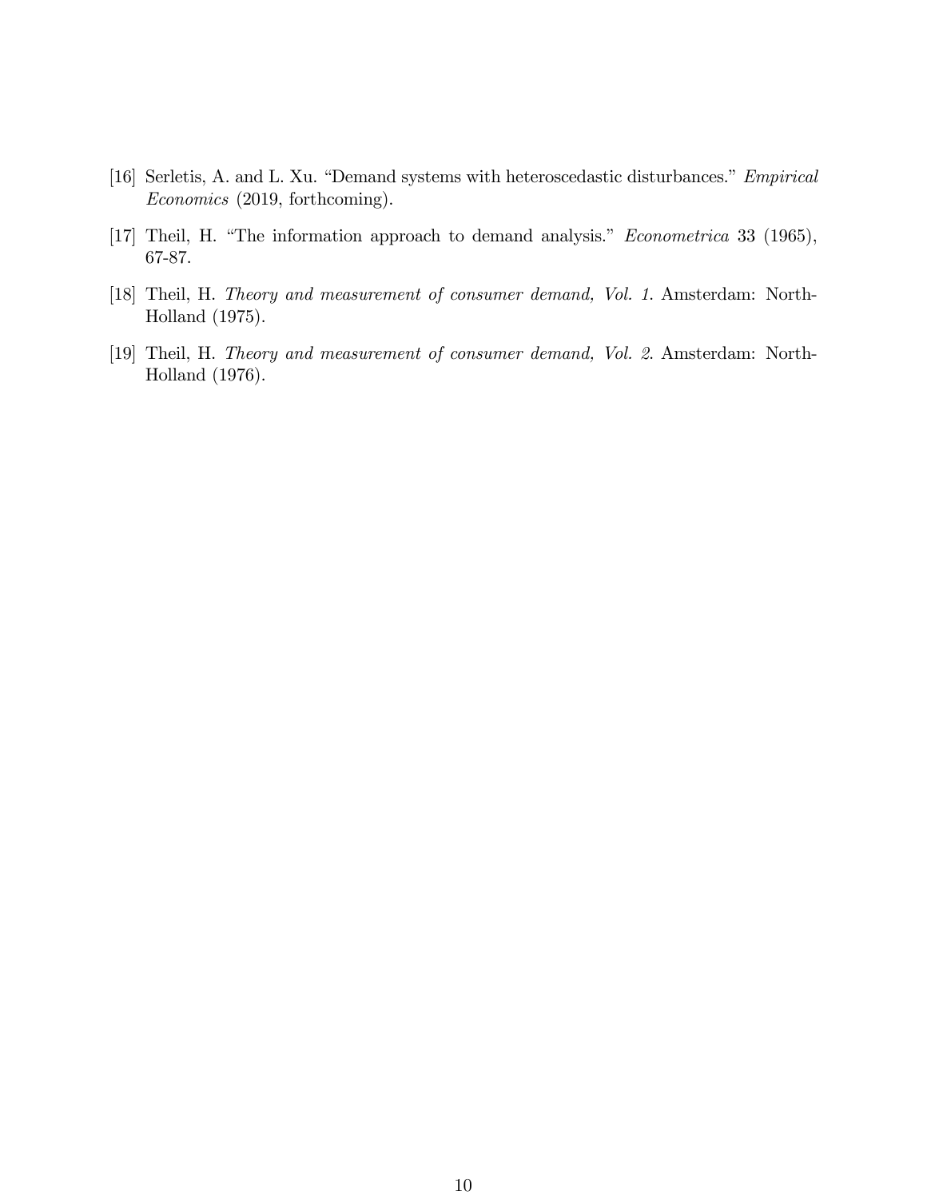[16] Serletis, A. and L. Xu. "Demand systems with heteroscedastic disturbances." *Empirical Economics* (2019, forthcoming).

[17] Theil, H. "The information approach to demand analysis." *Econometrica* 33 (1965), 67-87.

[18] Theil, H. *Theory and measurement of consumer demand, Vol. 1*. Amsterdam: North-Holland (1975).

[19] Theil, H. *Theory and measurement of consumer demand, Vol. 2*. Amsterdam: North-Holland (1976).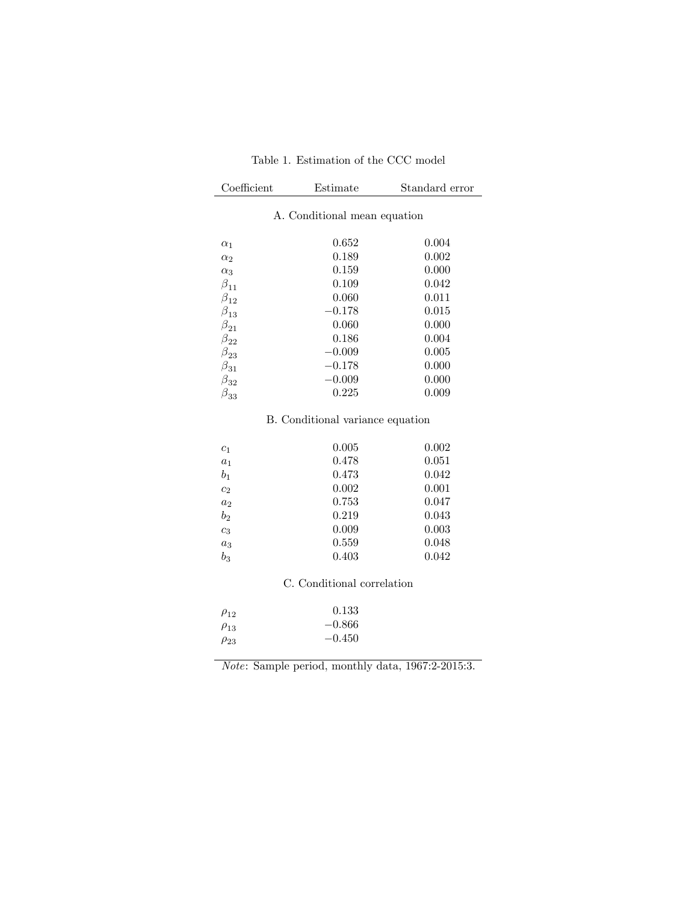Table 1. Estimation of the CCC model

| Coefficient | Estimate | Standard error |
|---|---|---|
| **A. Conditional mean equation** | | |
| $\alpha_1$ | 0.652 | 0.004 |
| $\alpha_2$ | 0.189 | 0.002 |
| $\alpha_3$ | 0.159 | 0.000 |
| $\beta_{11}$ | 0.109 | 0.042 |
| $\beta_{12}$ | 0.060 | 0.011 |
| $\beta_{13}$ | $-0.178$ | 0.015 |
| $\beta_{21}$ | 0.060 | 0.000 |
| $\beta_{22}$ | 0.186 | 0.004 |
| $\beta_{23}$ | $-0.009$ | 0.005 |
| $\beta_{31}$ | $-0.178$ | 0.000 |
| $\beta_{32}$ | $-0.009$ | 0.000 |
| $\beta_{33}$ | 0.225 | 0.009 |
| **B. Conditional variance equation** | | |
| $c_1$ | 0.005 | 0.002 |
| $a_1$ | 0.478 | 0.051 |
| $b_1$ | 0.473 | 0.042 |
| $c_2$ | 0.002 | 0.001 |
| $a_2$ | 0.753 | 0.047 |
| $b_2$ | 0.219 | 0.043 |
| $c_3$ | 0.009 | 0.003 |
| $a_3$ | 0.559 | 0.048 |
| $b_3$ | 0.403 | 0.042 |
| **C. Conditional correlation** | | |
| $\rho_{12}$ | 0.133 | |
| $\rho_{13}$ | $-0.866$ | |
| $\rho_{23}$ | $-0.450$ | |

*Note*: Sample period, monthly data, 1967:2-2015:3.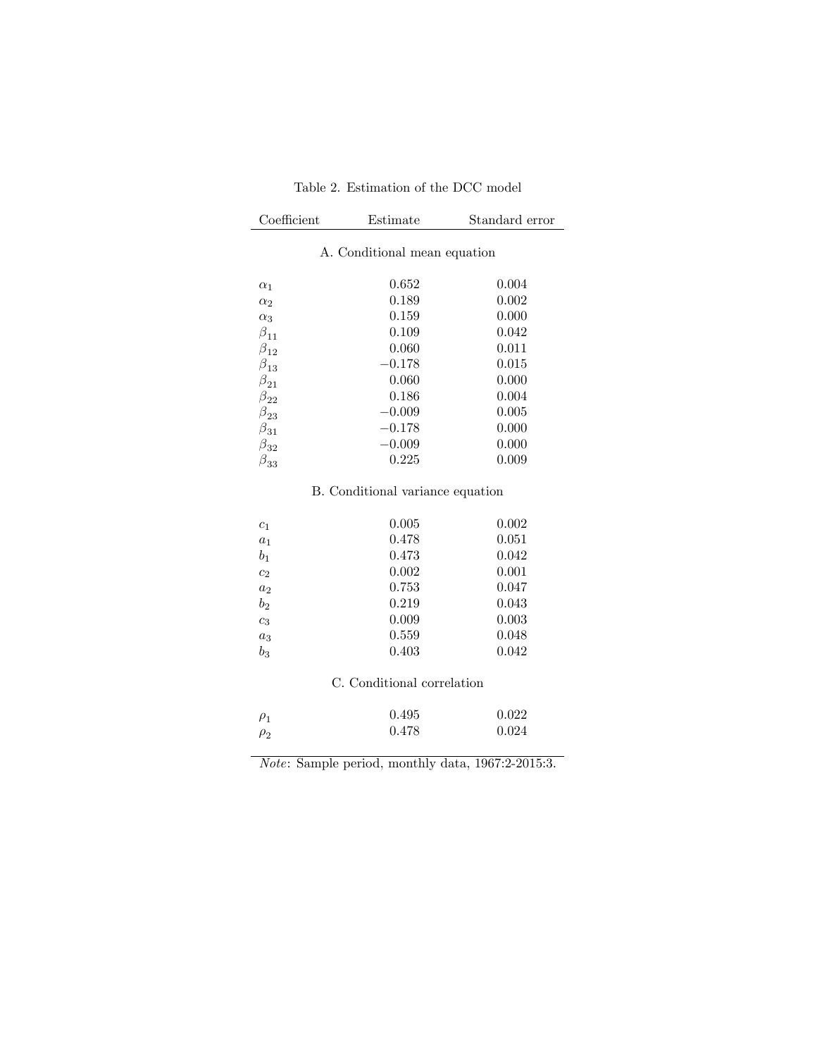Table 2. Estimation of the DCC model

| Coefficient | Estimate | Standard error |
|---|---|---|
| A. Conditional mean equation | | |
| $\alpha_1$ | 0.652 | 0.004 |
| $\alpha_2$ | 0.189 | 0.002 |
| $\alpha_3$ | 0.159 | 0.000 |
| $\beta_{11}$ | 0.109 | 0.042 |
| $\beta_{12}$ | 0.060 | 0.011 |
| $\beta_{13}$ | $-0.178$ | 0.015 |
| $\beta_{21}$ | 0.060 | 0.000 |
| $\beta_{22}$ | 0.186 | 0.004 |
| $\beta_{23}$ | $-0.009$ | 0.005 |
| $\beta_{31}$ | $-0.178$ | 0.000 |
| $\beta_{32}$ | $-0.009$ | 0.000 |
| $\beta_{33}$ | 0.225 | 0.009 |
| B. Conditional variance equation | | |
| $c_1$ | 0.005 | 0.002 |
| $a_1$ | 0.478 | 0.051 |
| $b_1$ | 0.473 | 0.042 |
| $c_2$ | 0.002 | 0.001 |
| $a_2$ | 0.753 | 0.047 |
| $b_2$ | 0.219 | 0.043 |
| $c_3$ | 0.009 | 0.003 |
| $a_3$ | 0.559 | 0.048 |
| $b_3$ | 0.403 | 0.042 |
| C. Conditional correlation | | |
| $\rho_1$ | 0.495 | 0.022 |
| $\rho_2$ | 0.478 | 0.024 |

*Note*: Sample period, monthly data, 1967:2-2015:3.